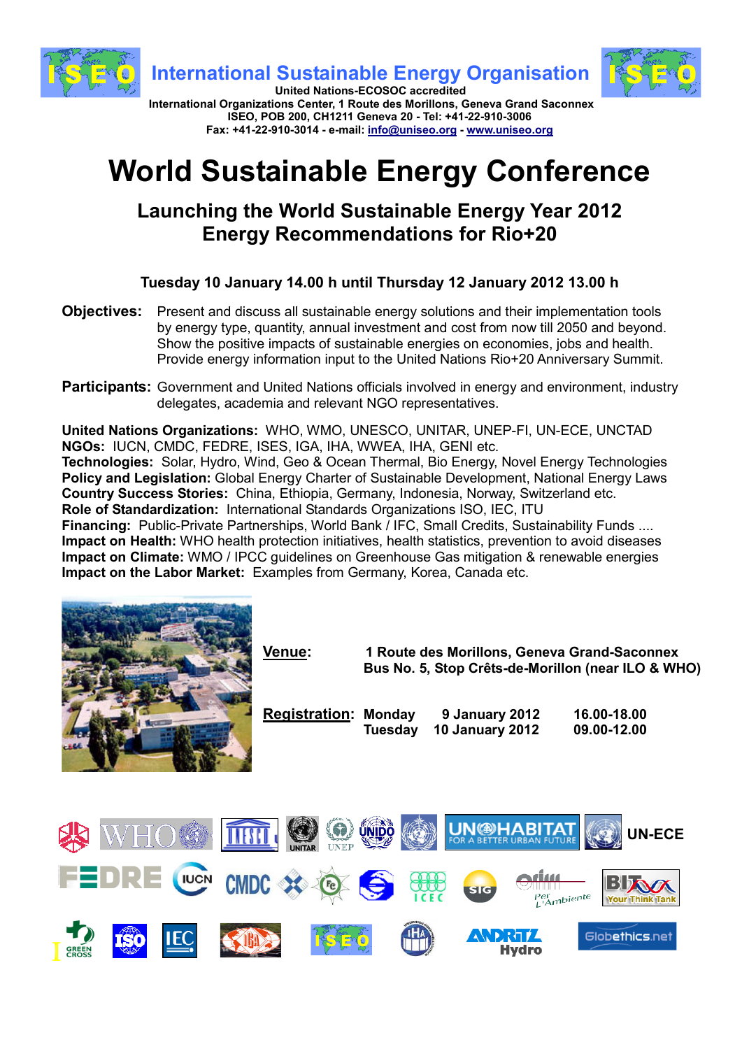# International Sustainable Energy Organisation

**United Nations-ECOSOC accredited**
**International Organizations Center, 1 Route des Morillons, Geneva Grand Saconnex**
**ISEO, POB 200, CH1211 Geneva 20 - Tel: +41-22-910-3006**
**Fax: +41-22-910-3014 - e-mail: info@uniseo.org - www.uniseo.org**

# World Sustainable Energy Conference

## Launching the World Sustainable Energy Year 2012
## Energy Recommendations for Rio+20

**Tuesday 10 January 14.00 h until Thursday 12 January 2012 13.00 h**

**Objectives:** Present and discuss all sustainable energy solutions and their implementation tools by energy type, quantity, annual investment and cost from now till 2050 and beyond. Show the positive impacts of sustainable energies on economies, jobs and health. Provide energy information input to the United Nations Rio+20 Anniversary Summit.

**Participants:** Government and United Nations officials involved in energy and environment, industry delegates, academia and relevant NGO representatives.

**United Nations Organizations:** WHO, WMO, UNESCO, UNITAR, UNEP-FI, UN-ECE, UNCTAD
**NGOs:** IUCN, CMDC, FEDRE, ISES, IGA, IHA, WWEA, IHA, GENI etc.
**Technologies:** Solar, Hydro, Wind, Geo & Ocean Thermal, Bio Energy, Novel Energy Technologies
**Policy and Legislation:** Global Energy Charter of Sustainable Development, National Energy Laws
**Country Success Stories:** China, Ethiopia, Germany, Indonesia, Norway, Switzerland etc.
**Role of Standardization:** International Standards Organizations ISO, IEC, ITU
**Financing:** Public-Private Partnerships, World Bank / IFC, Small Credits, Sustainability Funds ....
**Impact on Health:** WHO health protection initiatives, health statistics, prevention to avoid diseases
**Impact on Climate:** WMO / IPCC guidelines on Greenhouse Gas mitigation & renewable energies
**Impact on the Labor Market:** Examples from Germany, Korea, Canada etc.

**Venue:** **1 Route des Morillons, Geneva Grand-Saconnex**
**Bus No. 5, Stop Crêts-de-Morillon (near ILO & WHO)**

**Registration:**

| | | |
|---|---|---|
| **Monday** | **9 January 2012** | **16.00-18.00** |
| **Tuesday** | **10 January 2012** | **09.00-12.00** |

UN-ECE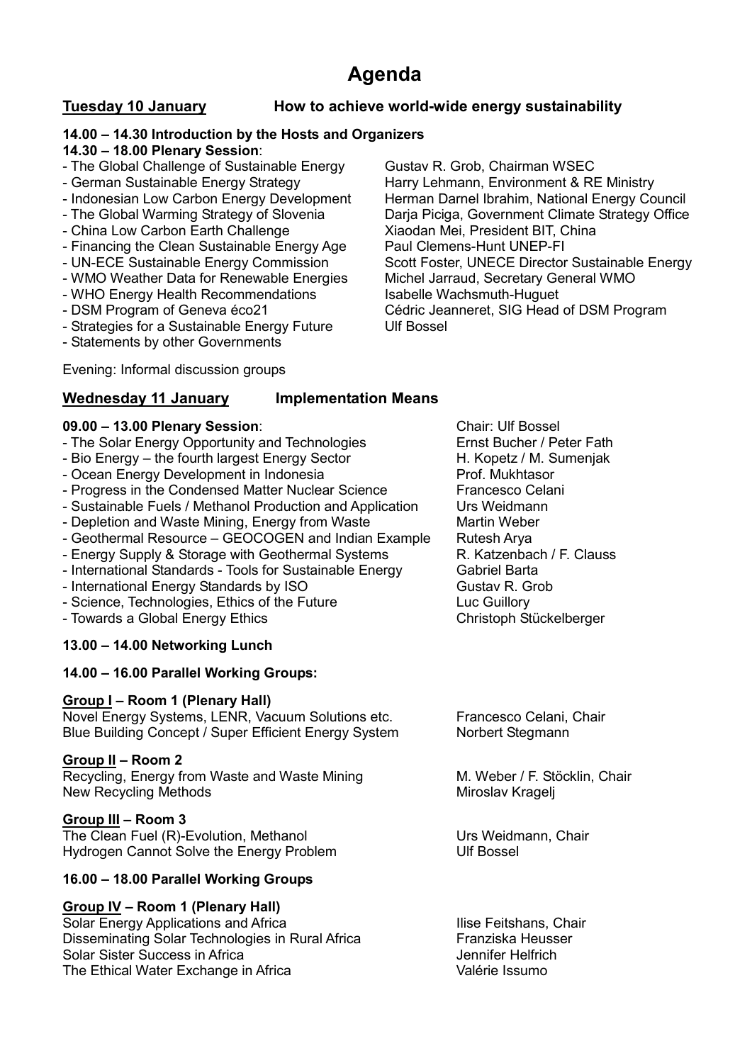# Agenda

**Tuesday 10 January** **How to achieve world-wide energy sustainability**

**14.00 – 14.30 Introduction by the Hosts and Organizers**

**14.30 – 18.00 Plenary Session**:

- The Global Challenge of Sustainable Energy — Gustav R. Grob, Chairman WSEC
- German Sustainable Energy Strategy — Harry Lehmann, Environment & RE Ministry
- Indonesian Low Carbon Energy Development — Herman Darnel Ibrahim, National Energy Council
- The Global Warming Strategy of Slovenia — Darja Piciga, Government Climate Strategy Office
- China Low Carbon Earth Challenge — Xiaodan Mei, President BIT, China
- Financing the Clean Sustainable Energy Age — Paul Clemens-Hunt UNEP-FI
- UN-ECE Sustainable Energy Commission — Scott Foster, UNECE Director Sustainable Energy
- WMO Weather Data for Renewable Energies — Michel Jarraud, Secretary General WMO
- WHO Energy Health Recommendations — Isabelle Wachsmuth-Huguet
- DSM Program of Geneva éco21 — Cédric Jeanneret, SIG Head of DSM Program
- Strategies for a Sustainable Energy Future — Ulf Bossel
- Statements by other Governments

Evening: Informal discussion groups

**Wednesday 11 January** **Implementation Means**

**09.00 – 13.00 Plenary Session**: Chair: Ulf Bossel

- The Solar Energy Opportunity and Technologies — Ernst Bucher / Peter Fath
- Bio Energy – the fourth largest Energy Sector — H. Kopetz / M. Sumenjak
- Ocean Energy Development in Indonesia — Prof. Mukhtasor
- Progress in the Condensed Matter Nuclear Science — Francesco Celani
- Sustainable Fuels / Methanol Production and Application — Urs Weidmann
- Depletion and Waste Mining, Energy from Waste — Martin Weber
- Geothermal Resource – GEOCOGEN and Indian Example — Rutesh Arya
- Energy Supply & Storage with Geothermal Systems — R. Katzenbach / F. Clauss
- International Standards - Tools for Sustainable Energy — Gabriel Barta
- International Energy Standards by ISO — Gustav R. Grob
- Science, Technologies, Ethics of the Future — Luc Guillory
- Towards a Global Energy Ethics — Christoph Stückelberger

**13.00 – 14.00 Networking Lunch**

**14.00 – 16.00 Parallel Working Groups:**

**Group I – Room 1 (Plenary Hall)**

Novel Energy Systems, LENR, Vacuum Solutions etc. — Francesco Celani, Chair
Blue Building Concept / Super Efficient Energy System — Norbert Stegmann

**Group II – Room 2**

Recycling, Energy from Waste and Waste Mining — M. Weber / F. Stöcklin, Chair
New Recycling Methods — Miroslav Kragelj

**Group III – Room 3**

The Clean Fuel (R)-Evolution, Methanol — Urs Weidmann, Chair
Hydrogen Cannot Solve the Energy Problem — Ulf Bossel

**16.00 – 18.00 Parallel Working Groups**

**Group IV – Room 1 (Plenary Hall)**

Solar Energy Applications and Africa — Ilise Feitshans, Chair
Disseminating Solar Technologies in Rural Africa — Franziska Heusser
Solar Sister Success in Africa — Jennifer Helfrich
The Ethical Water Exchange in Africa — Valérie Issumo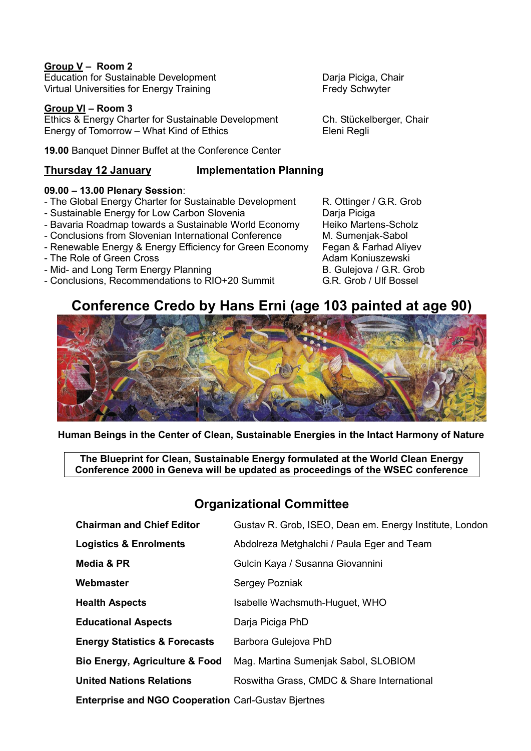**<u>Group V</u> – Room 2**

| | |
|---|---|
| Education for Sustainable Development | Darja Piciga, Chair |
| Virtual Universities for Energy Training | Fredy Schwyter |

**<u>Group VI</u> – Room 3**

| | |
|---|---|
| Ethics & Energy Charter for Sustainable Development | Ch. Stückelberger, Chair |
| Energy of Tomorrow – What Kind of Ethics | Eleni Regli |

**19.00** Banquet Dinner Buffet at the Conference Center

## <u>Thursday 12 January</u> Implementation Planning

**09.00 – 13.00 Plenary Session**:

| | |
|---|---|
| - The Global Energy Charter for Sustainable Development | R. Ottinger / G.R. Grob |
| - Sustainable Energy for Low Carbon Slovenia | Darja Piciga |
| - Bavaria Roadmap towards a Sustainable World Economy | Heiko Martens-Scholz |
| - Conclusions from Slovenian International Conference | M. Sumenjak-Sabol |
| - Renewable Energy & Energy Efficiency for Green Economy | Fegan & Farhad Aliyev |
| - The Role of Green Cross | Adam Koniuszewski |
| - Mid- and Long Term Energy Planning | B. Gulejova / G.R. Grob |
| - Conclusions, Recommendations to RIO+20 Summit | G.R. Grob / Ulf Bossel |

## Conference Credo by Hans Erni (age 103 painted at age 90)

**Human Beings in the Center of Clean, Sustainable Energies in the Intact Harmony of Nature**

**The Blueprint for Clean, Sustainable Energy formulated at the World Clean Energy Conference 2000 in Geneva will be updated as proceedings of the WSEC conference**

## Organizational Committee

| | |
|---|---|
| **Chairman and Chief Editor** | Gustav R. Grob, ISEO, Dean em. Energy Institute, London |
| **Logistics & Enrolments** | Abdolreza Metghalchi / Paula Eger and Team |
| **Media & PR** | Gulcin Kaya / Susanna Giovannini |
| **Webmaster** | Sergey Pozniak |
| **Health Aspects** | Isabelle Wachsmuth-Huguet, WHO |
| **Educational Aspects** | Darja Piciga PhD |
| **Energy Statistics & Forecasts** | Barbora Gulejova PhD |
| **Bio Energy, Agriculture & Food** | Mag. Martina Sumenjak Sabol, SLOBIOM |
| **United Nations Relations** | Roswitha Grass, CMDC & Share International |
| **Enterprise and NGO Cooperation** | Carl-Gustav Bjertnes |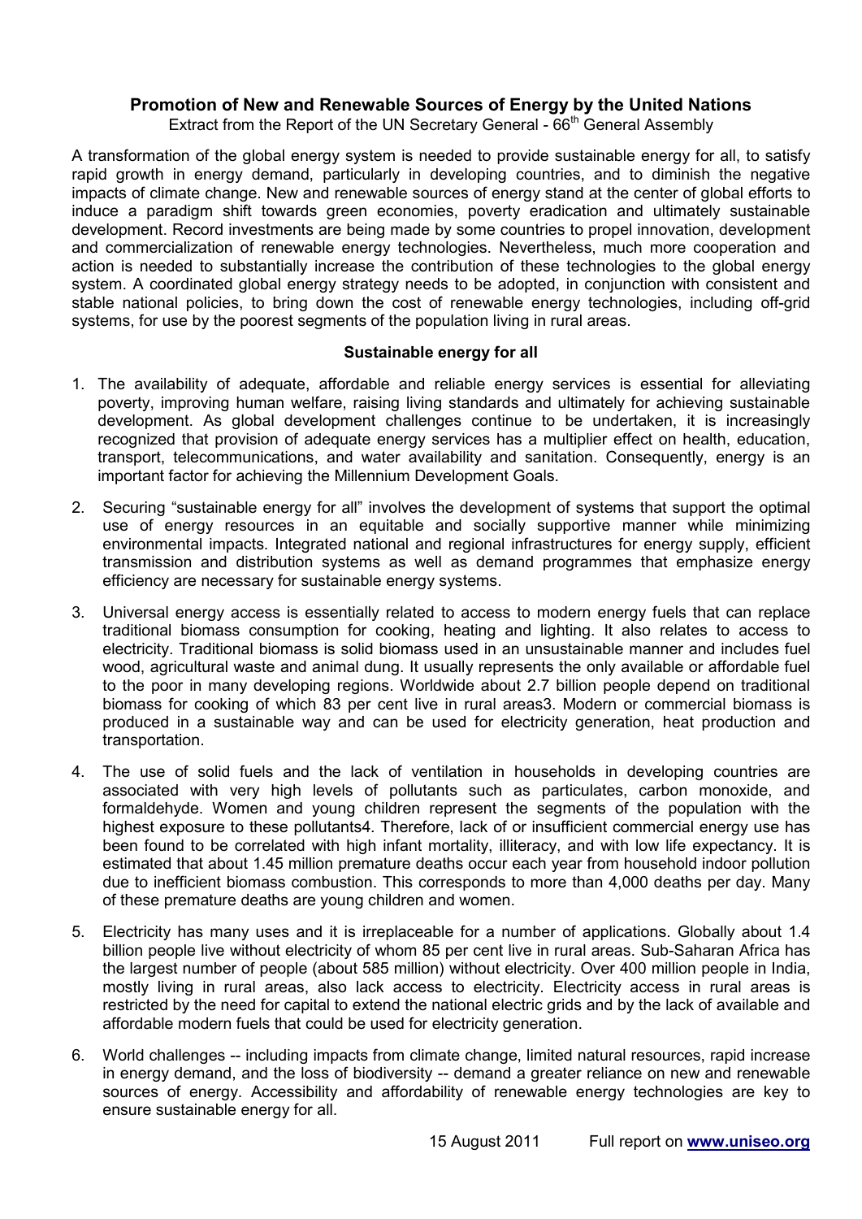# Promotion of New and Renewable Sources of Energy by the United Nations

Extract from the Report of the UN Secretary General - 66[th] General Assembly

A transformation of the global energy system is needed to provide sustainable energy for all, to satisfy rapid growth in energy demand, particularly in developing countries, and to diminish the negative impacts of climate change. New and renewable sources of energy stand at the center of global efforts to induce a paradigm shift towards green economies, poverty eradication and ultimately sustainable development. Record investments are being made by some countries to propel innovation, development and commercialization of renewable energy technologies. Nevertheless, much more cooperation and action is needed to substantially increase the contribution of these technologies to the global energy system. A coordinated global energy strategy needs to be adopted, in conjunction with consistent and stable national policies, to bring down the cost of renewable energy technologies, including off-grid systems, for use by the poorest segments of the population living in rural areas.

## Sustainable energy for all

1. The availability of adequate, affordable and reliable energy services is essential for alleviating poverty, improving human welfare, raising living standards and ultimately for achieving sustainable development. As global development challenges continue to be undertaken, it is increasingly recognized that provision of adequate energy services has a multiplier effect on health, education, transport, telecommunications, and water availability and sanitation. Consequently, energy is an important factor for achieving the Millennium Development Goals.

2. Securing "sustainable energy for all" involves the development of systems that support the optimal use of energy resources in an equitable and socially supportive manner while minimizing environmental impacts. Integrated national and regional infrastructures for energy supply, efficient transmission and distribution systems as well as demand programmes that emphasize energy efficiency are necessary for sustainable energy systems.

3. Universal energy access is essentially related to access to modern energy fuels that can replace traditional biomass consumption for cooking, heating and lighting. It also relates to access to electricity. Traditional biomass is solid biomass used in an unsustainable manner and includes fuel wood, agricultural waste and animal dung. It usually represents the only available or affordable fuel to the poor in many developing regions. Worldwide about 2.7 billion people depend on traditional biomass for cooking of which 83 per cent live in rural areas3. Modern or commercial biomass is produced in a sustainable way and can be used for electricity generation, heat production and transportation.

4. The use of solid fuels and the lack of ventilation in households in developing countries are associated with very high levels of pollutants such as particulates, carbon monoxide, and formaldehyde. Women and young children represent the segments of the population with the highest exposure to these pollutants4. Therefore, lack of or insufficient commercial energy use has been found to be correlated with high infant mortality, illiteracy, and with low life expectancy. It is estimated that about 1.45 million premature deaths occur each year from household indoor pollution due to inefficient biomass combustion. This corresponds to more than 4,000 deaths per day. Many of these premature deaths are young children and women.

5. Electricity has many uses and it is irreplaceable for a number of applications. Globally about 1.4 billion people live without electricity of whom 85 per cent live in rural areas. Sub-Saharan Africa has the largest number of people (about 585 million) without electricity. Over 400 million people in India, mostly living in rural areas, also lack access to electricity. Electricity access in rural areas is restricted by the need for capital to extend the national electric grids and by the lack of available and affordable modern fuels that could be used for electricity generation.

6. World challenges -- including impacts from climate change, limited natural resources, rapid increase in energy demand, and the loss of biodiversity -- demand a greater reliance on new and renewable sources of energy. Accessibility and affordability of renewable energy technologies are key to ensure sustainable energy for all.

15 August 2011 Full report on **www.uniseo.org**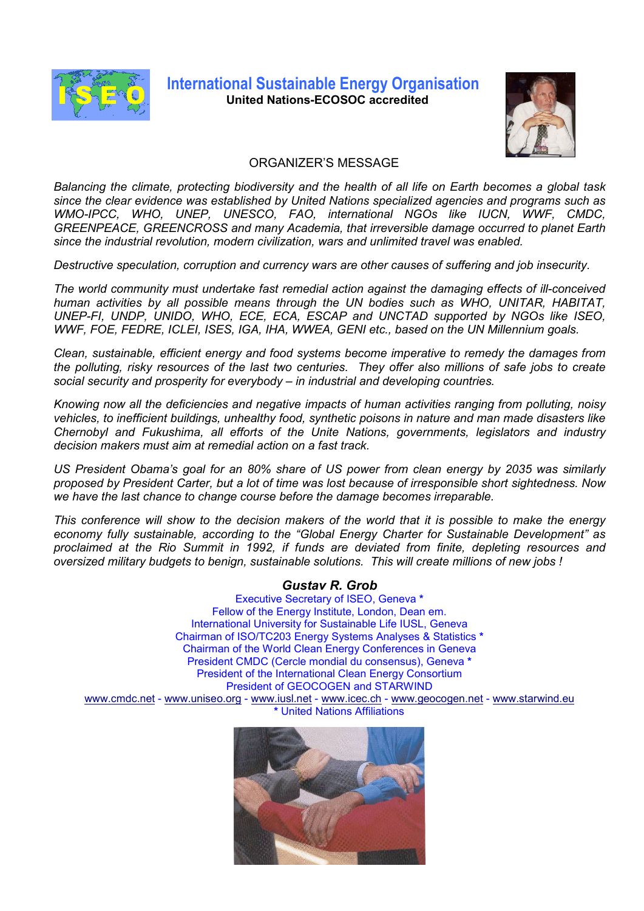# International Sustainable Energy Organisation

**United Nations-ECOSOC accredited**

## ORGANIZER'S MESSAGE

*Balancing the climate, protecting biodiversity and the health of all life on Earth becomes a global task since the clear evidence was established by United Nations specialized agencies and programs such as WMO-IPCC, WHO, UNEP, UNESCO, FAO, international NGOs like IUCN, WWF, CMDC, GREENPEACE, GREENCROSS and many Academia, that irreversible damage occurred to planet Earth since the industrial revolution, modern civilization, wars and unlimited travel was enabled.*

*Destructive speculation, corruption and currency wars are other causes of suffering and job insecurity.*

*The world community must undertake fast remedial action against the damaging effects of ill-conceived human activities by all possible means through the UN bodies such as WHO, UNITAR, HABITAT, UNEP-FI, UNDP, UNIDO, WHO, ECE, ECA, ESCAP and UNCTAD supported by NGOs like ISEO, WWF, FOE, FEDRE, ICLEI, ISES, IGA, IHA, WWEA, GENI etc., based on the UN Millennium goals.*

*Clean, sustainable, efficient energy and food systems become imperative to remedy the damages from the polluting, risky resources of the last two centuries. They offer also millions of safe jobs to create social security and prosperity for everybody – in industrial and developing countries.*

*Knowing now all the deficiencies and negative impacts of human activities ranging from polluting, noisy vehicles, to inefficient buildings, unhealthy food, synthetic poisons in nature and man made disasters like Chernobyl and Fukushima, all efforts of the Unite Nations, governments, legislators and industry decision makers must aim at remedial action on a fast track.*

*US President Obama's goal for an 80% share of US power from clean energy by 2035 was similarly proposed by President Carter, but a lot of time was lost because of irresponsible short sightedness. Now we have the last chance to change course before the damage becomes irreparable.*

*This conference will show to the decision makers of the world that it is possible to make the energy economy fully sustainable, according to the "Global Energy Charter for Sustainable Development" as proclaimed at the Rio Summit in 1992, if funds are deviated from finite, depleting resources and oversized military budgets to benign, sustainable solutions. This will create millions of new jobs !*

***Gustav R. Grob***

Executive Secretary of ISEO, Geneva *
Fellow of the Energy Institute, London, Dean em.
International University for Sustainable Life IUSL, Geneva
Chairman of ISO/TC203 Energy Systems Analyses & Statistics *
Chairman of the World Clean Energy Conferences in Geneva
President CMDC (Cercle mondial du consensus), Geneva *
President of the International Clean Energy Consortium
President of GEOCOGEN and STARWIND

www.cmdc.net - www.uniseo.org - www.iusl.net - www.icec.ch - www.geocogen.net - www.starwind.eu

* United Nations Affiliations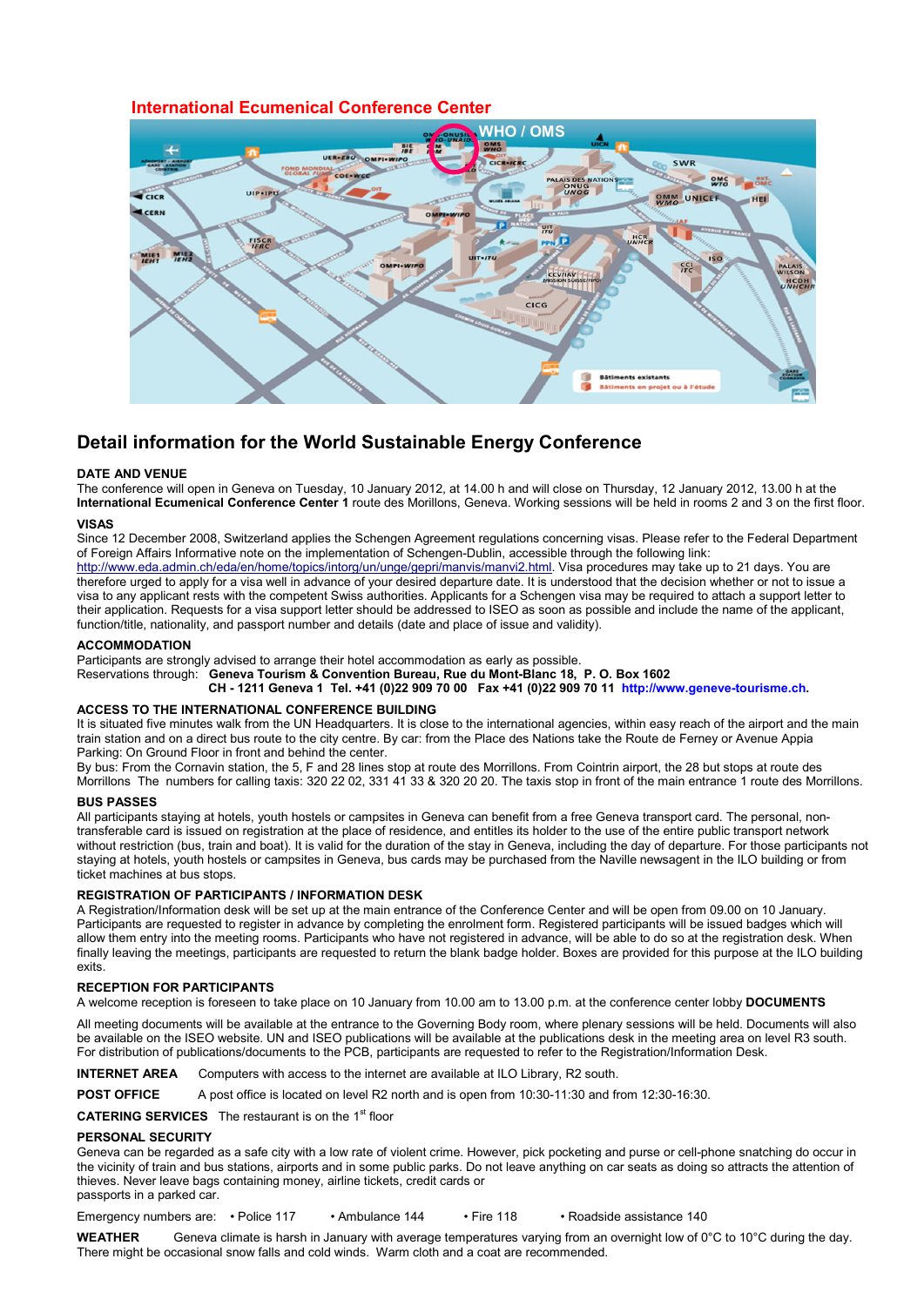## International Ecumenical Conference Center

# Detail information for the World Sustainable Energy Conference

**DATE AND VENUE**

The conference will open in Geneva on Tuesday, 10 January 2012, at 14.00 h and will close on Thursday, 12 January 2012, 13.00 h at the **International Ecumenical Conference Center 1** route des Morillons, Geneva. Working sessions will be held in rooms 2 and 3 on the first floor.

**VISAS**

Since 12 December 2008, Switzerland applies the Schengen Agreement regulations concerning visas. Please refer to the Federal Department of Foreign Affairs Informative note on the implementation of Schengen-Dublin, accessible through the following link: http://www.eda.admin.ch/eda/en/home/topics/intorg/un/unge/gepri/manvis/manvi2.html. Visa procedures may take up to 21 days. You are therefore urged to apply for a visa well in advance of your desired departure date. It is understood that the decision whether or not to issue a visa to any applicant rests with the competent Swiss authorities. Applicants for a Schengen visa may be required to attach a support letter to their application. Requests for a visa support letter should be addressed to ISEO as soon as possible and include the name of the applicant, function/title, nationality, and passport number and details (date and place of issue and validity).

**ACCOMMODATION**

Participants are strongly advised to arrange their hotel accommodation as early as possible.
Reservations through: **Geneva Tourism & Convention Bureau, Rue du Mont-Blanc 18, P. O. Box 1602**
**CH - 1211 Geneva 1 Tel. +41 (0)22 909 70 00 Fax +41 (0)22 909 70 11 http://www.geneve-tourisme.ch.**

**ACCESS TO THE INTERNATIONAL CONFERENCE BUILDING**

It is situated five minutes walk from the UN Headquarters. It is close to the international agencies, within easy reach of the airport and the main train station and on a direct bus route to the city centre. By car: from the Place des Nations take the Route de Ferney or Avenue Appia Parking: On Ground Floor in front and behind the center.
By bus: From the Cornavin station, the 5, F and 28 lines stop at route des Morrillons. From Cointrin airport, the 28 but stops at route des Morrillons The numbers for calling taxis: 320 22 02, 331 41 33 & 320 20 20. The taxis stop in front of the main entrance 1 route des Morrillons.

**BUS PASSES**

All participants staying at hotels, youth hostels or campsites in Geneva can benefit from a free Geneva transport card. The personal, non-transferable card is issued on registration at the place of residence, and entitles its holder to the use of the entire public transport network without restriction (bus, train and boat). It is valid for the duration of the stay in Geneva, including the day of departure. For those participants not staying at hotels, youth hostels or campsites in Geneva, bus cards may be purchased from the Naville newsagent in the ILO building or from ticket machines at bus stops.

**REGISTRATION OF PARTICIPANTS / INFORMATION DESK**

A Registration/Information desk will be set up at the main entrance of the Conference Center and will be open from 09.00 on 10 January. Participants are requested to register in advance by completing the enrolment form. Registered participants will be issued badges which will allow them entry into the meeting rooms. Participants who have not registered in advance, will be able to do so at the registration desk. When finally leaving the meetings, participants are requested to return the blank badge holder. Boxes are provided for this purpose at the ILO building exits.

**RECEPTION FOR PARTICIPANTS**

A welcome reception is foreseen to take place on 10 January from 10.00 am to 13.00 p.m. at the conference center lobby **DOCUMENTS**

All meeting documents will be available at the entrance to the Governing Body room, where plenary sessions will be held. Documents will also be available on the ISEO website. UN and ISEO publications will be available at the publications desk in the meeting area on level R3 south. For distribution of publications/documents to the PCB, participants are requested to refer to the Registration/Information Desk.

**INTERNET AREA** Computers with access to the internet are available at ILO Library, R2 south.

**POST OFFICE** A post office is located on level R2 north and is open from 10:30-11:30 and from 12:30-16:30.

**CATERING SERVICES** The restaurant is on the 1st floor

**PERSONAL SECURITY**

Geneva can be regarded as a safe city with a low rate of violent crime. However, pick pocketing and purse or cell-phone snatching do occur in the vicinity of train and bus stations, airports and in some public parks. Do not leave anything on car seats as doing so attracts the attention of thieves. Never leave bags containing money, airline tickets, credit cards or passports in a parked car.

Emergency numbers are: • Police 117 • Ambulance 144 • Fire 118 • Roadside assistance 140

**WEATHER** Geneva climate is harsh in January with average temperatures varying from an overnight low of 0°C to 10°C during the day. There might be occasional snow falls and cold winds. Warm cloth and a coat are recommended.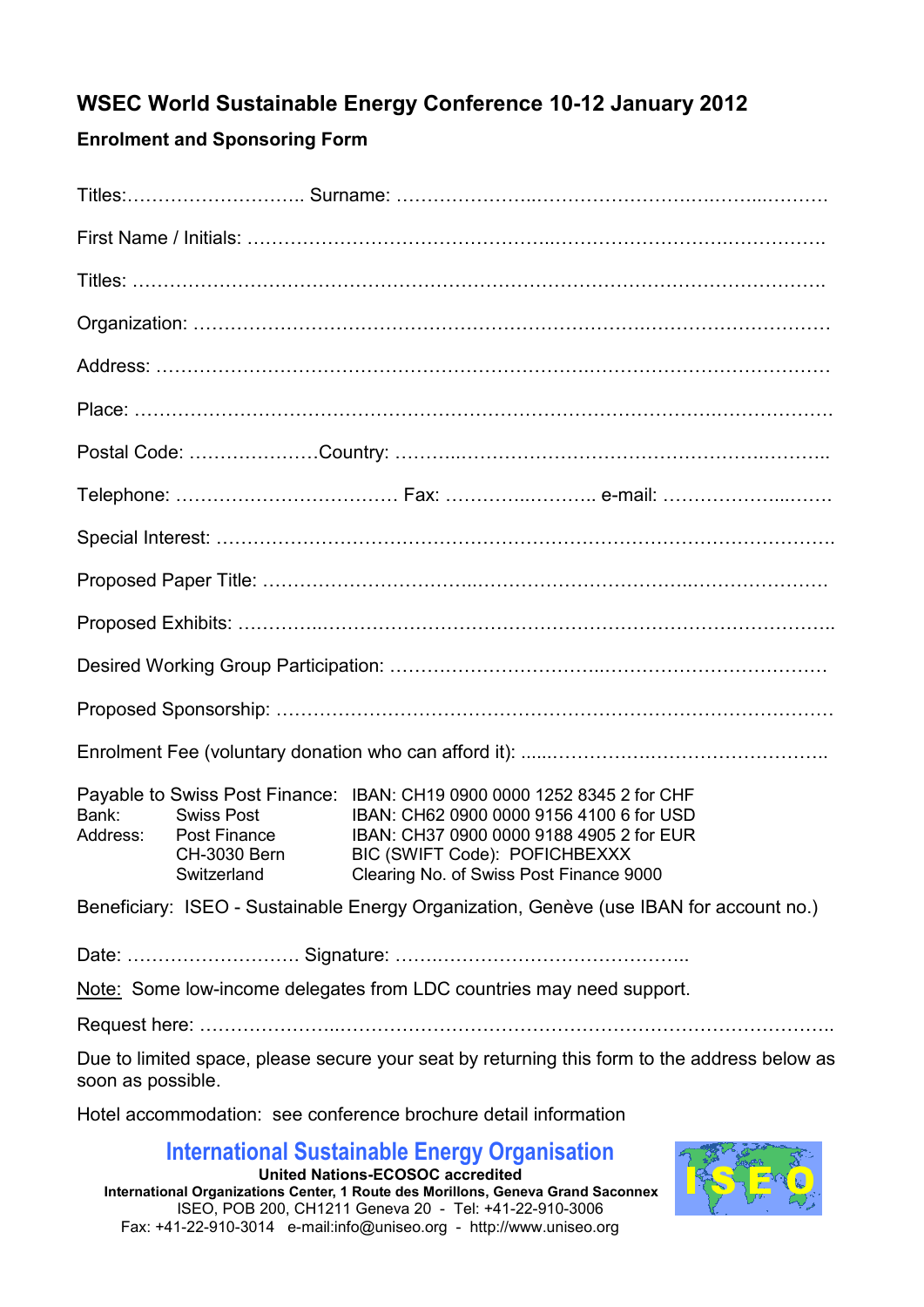# WSEC World Sustainable Energy Conference 10-12 January 2012

## Enrolment and Sponsoring Form

Titles:……………………….. Surname: ………………….……………………….…….…...……….

First Name / Initials: ………………………………………..…………………………….………….

Titles: …………………………………………………………………………….……………………….

Organization: …………………………………………………………….…………….………………

Address: ……………………………………………………………..…………………………………

Place: ………………………………………………………………………………….………………

Postal Code: …………………Country: ………..………………………………………….………..

Telephone: ……………………………… Fax: ………..……….. e-mail: ………………...…….

Special Interest: ……………………………………………………………………………………….

Proposed Paper Title: ……………………………..……………………………..…………………

Proposed Exhibits: …………..………………………………………………………………………..

Desired Working Group Participation: ……………………………..………………………………

Proposed Sponsorship: ………………………………………………………………………………

Enrolment Fee (voluntary donation who can afford it): .....…………….………………………..

| | | |
|---|---|---|
| Payable to Swiss Post Finance: | | IBAN: CH19 0900 0000 1252 8345 2 for CHF |
| Bank: | Swiss Post | IBAN: CH62 0900 0000 9156 4100 6 for USD |
| Address: | Post Finance | IBAN: CH37 0900 0000 9188 4905 2 for EUR |
| | CH-3030 Bern | BIC (SWIFT Code): POFICHBEXXX |
| | Switzerland | Clearing No. of Swiss Post Finance 9000 |

Beneficiary: ISEO - Sustainable Energy Organization, Genève (use IBAN for account no.)

Date: ……………………… Signature: ……..……………………………..

Note: Some low-income delegates from LDC countries may need support.

Request here: …………………..………………………………………………………………….

Due to limited space, please secure your seat by returning this form to the address below as soon as possible.

Hotel accommodation: see conference brochure detail information

**International Sustainable Energy Organisation**

**United Nations-ECOSOC accredited**

**International Organizations Center, 1 Route des Morillons, Geneva Grand Saconnex**

ISEO, POB 200, CH1211 Geneva 20 - Tel: +41-22-910-3006

Fax: +41-22-910-3014 e-mail:info@uniseo.org - http://www.uniseo.org

ISEO